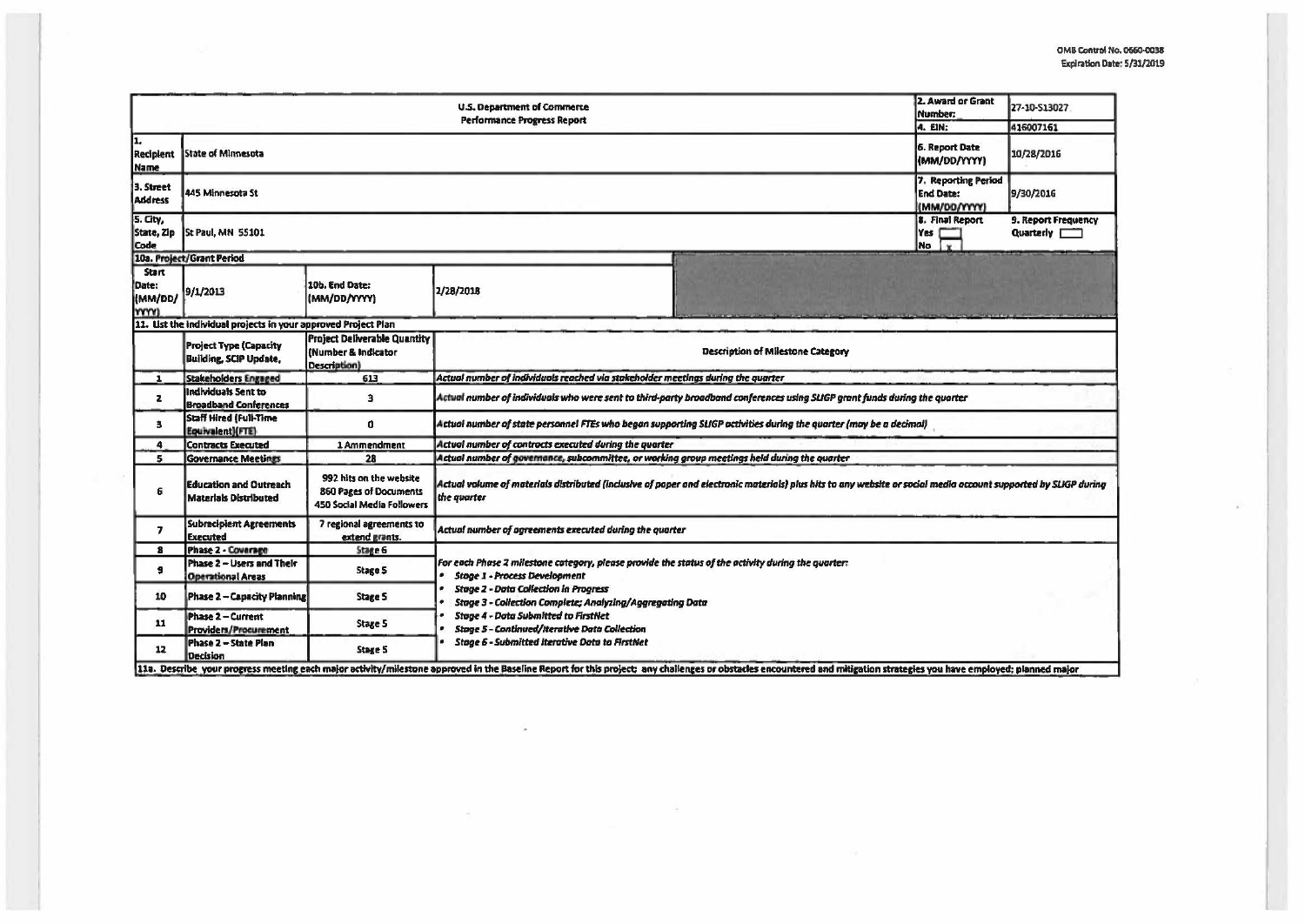OMB Control No. 0660-0038
Expiration Date: 5/31/2019

| U.S. Department of Commerce Performance Progress Report | | | | 2. Award or Grant Number: | 27-10-S13027 |
|---|---|---|---|---|---|
| | | | | 4. EIN: | 416007161 |
| 1. Recipient Name | State of Minnesota | | | 6. Report Date (MM/DD/YYYY) | 10/28/2016 |
| 3. Street Address | 445 Minnesota St | | | 7. Reporting Period End Date: (MM/DD/YYYY) | 9/30/2016 |
| 5. City, State, Zip Code | St Paul, MN 55101 | | | 8. Final Report Yes ☐ No ☒ | 9. Report Frequency Quarterly ☐ |
| 10a. Project/Grant Period | | | | | |
| Start Date: (MM/DD/YYYY) | 9/1/2013 | 10b. End Date: (MM/DD/YYYY) | 2/28/2018 | | |

11. List the individual projects in your approved Project Plan

| | Project Type (Capacity Building, SCIP Update, | Project Deliverable Quantity (Number & Indicator Description) | Description of Milestone Category |
|---|---|---|---|
| 1 | Stakeholders Engaged | 613 | *Actual number of individuals reached via stakeholder meetings during the quarter* |
| 2 | Individuals Sent to Broadband Conferences | 3 | *Actual number of individuals who were sent to third-party broadband conferences using SLIGP grant funds during the quarter* |
| 3 | Staff Hired (Full-Time Equivalent)(FTE) | 0 | *Actual number of state personnel FTEs who began supporting SLIGP activities during the quarter (may be a decimal)* |
| 4 | Contracts Executed | 1 Ammendment | *Actual number of contracts executed during the quarter* |
| 5 | Governance Meetings | 28 | *Actual number of governance, subcommittee, or working group meetings held during the quarter* |
| 6 | Education and Outreach Materials Distributed | 992 hits on the website 860 Pages of Documents 450 Social Media Followers | *Actual volume of materials distributed (inclusive of paper and electronic materials) plus hits to any website or social media account supported by SLIGP during the quarter* |
| 7 | Subrecipient Agreements Executed | 7 regional agreements to extend grants. | *Actual number of agreements executed during the quarter* |
| 8 | Phase 2 - Coverage | Stage 6 | *For each Phase 2 milestone category, please provide the status of the activity during the quarter:* <br>• *Stage 1 - Process Development* <br>• *Stage 2 - Data Collection in Progress* <br>• *Stage 3 - Collection Complete; Analyzing/Aggregating Data* <br>• *Stage 4 - Data Submitted to FirstNet* <br>• *Stage 5 - Continued/Iterative Data Collection* <br>• *Stage 6 - Submitted Iterative Data to FirstNet* |
| 9 | Phase 2 – Users and Their Operational Areas | Stage 5 | |
| 10 | Phase 2 – Capacity Planning | Stage 5 | |
| 11 | Phase 2 – Current Providers/Procurement | Stage 5 | |
| 12 | Phase 2 – State Plan Decision | Stage 5 | |

11a. Describe your progress meeting each major activity/milestone approved in the Baseline Report for this project; any challenges or obstacles encountered and mitigation strategies you have employed; planned major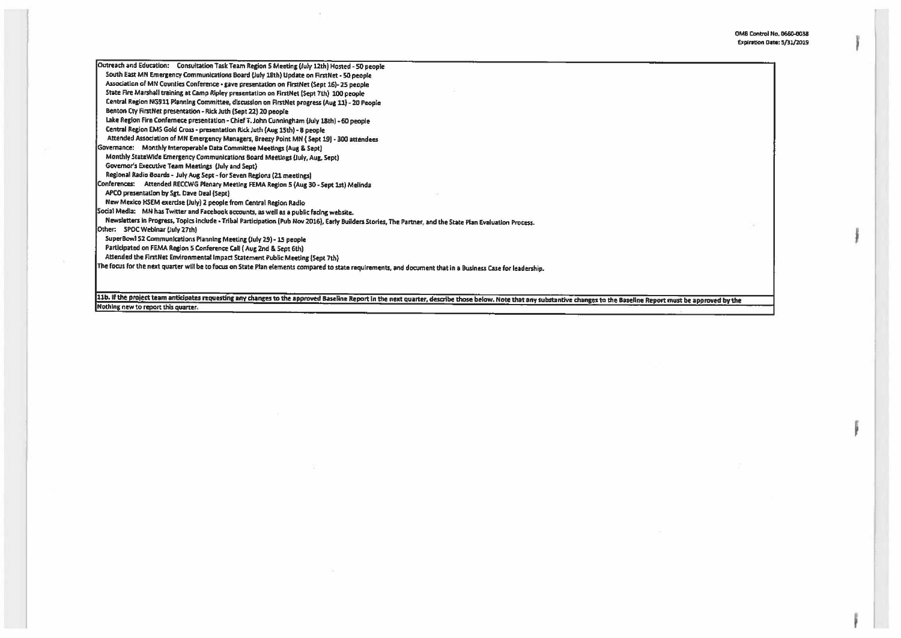Outreach and Education: Consultation Task Team Region 5 Meeting (July 12th) Hosted - 50 people

South East MN Emergency Communications Board (July 18th) Update on FirstNet - 50 people

Association of MN Counties Conference - gave presentation on FirstNet (Sept 16)- 25 people

State Fire Marshall training at Camp Ripley presentation on FirstNet (Sept 7th) 100 people

Central Region NG911 Planning Committee, discussion on FirstNet progress (Aug 11) - 20 People

Benton Cty FirstNet presentation - Rick Juth (Sept 22) 20 people

Lake Region Fire Confernece presentation - Chief T. John Cunningham (July 18th) - 60 people

Central Region EMS Gold Cross - presentation Rick Juth (Aug 15th) - 8 people

Attended Association of MN Emergency Managers, Breezy Point MN ( Sept 19) - 300 attendees

Governance: Monthly Interoperable Data Committee Meetings (Aug & Sept)

Monthly StateWide Emergency Communications Board Meetings (July, Aug, Sept)

Governor's Executive Team Meetings (July and Sept)

Regional Radio Boards - July Aug Sept - for Seven Regions (21 meetings)

Conferences: Attended RECCWG Plenary Meeting FEMA Region 5 (Aug 30 - Sept 1st) Melinda

APCO presentation by Sgt. Dave Deal (Sept)

New Mexico HSEM exercise (July) 2 people from Central Region Radio

Social Media: MN has Twitter and Facebook accounts, as well as a public facing website.

Newsletters in Progress, Topics include - Tribal Participation (Pub Nov 2016), Early Builders Stories, The Partner, and the State Plan Evaluation Process.

Other: SPOC Webinar (July 27th)

SuperBowl 52 Communications Planning Meeting (July 29) - 15 people

Participated on FEMA Region 5 Conference Call ( Aug 2nd & Sept 6th)

Attended the FirstNet Environmental Impact Statement Public Meeting (Sept 7th)

The focus for the next quarter will be to focus on State Plan elements compared to state requirements, and document that in a Business Case for leadership.

11b. If the project team anticipates requesting any changes to the approved Baseline Report in the next quarter, describe those below. Note that any substantive changes to the Baseline Report must be approved by the

Nothing new to report this quarter.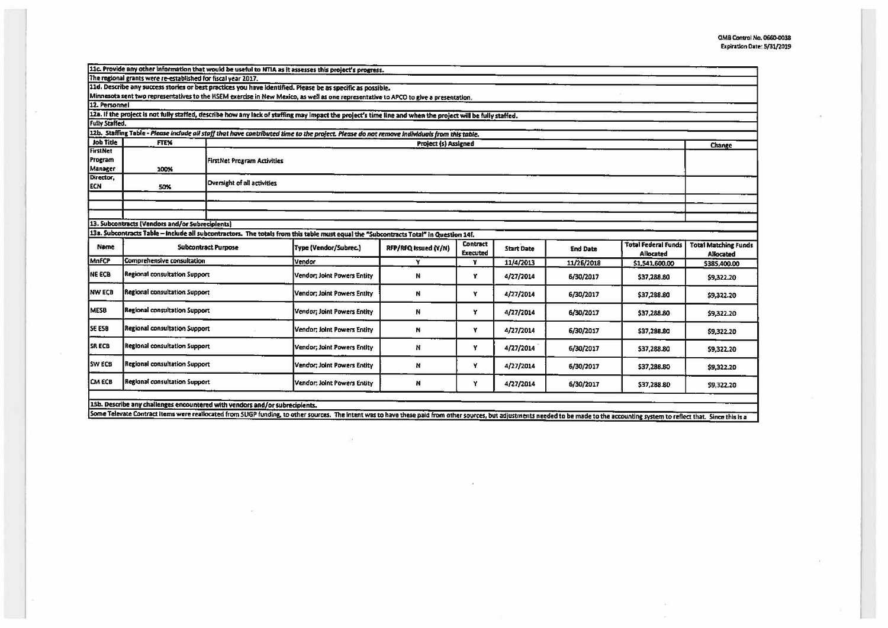OMB Control No. 0660-0038
Expiration Date: 5/31/2019

**11c. Provide any other information that would be useful to NTIA as it assesses this project's progress.**

The regional grants were re-established for fiscal year 2017.

**11d. Describe any success stories or best practices you have identified. Please be as specific as possible.**

Minnesota sent two representatives to the HSEM exercise in New Mexico, as well as one representative to APCO to give a presentation.

**12. Personnel**

**12a. If the project is not fully staffed, describe how any lack of staffing may impact the project's time line and when the project will be fully staffed.**

Fully Staffed.

**12b. Staffing Table -** *Please include all staff that have contributed time to the project. Please do not remove individuals from this table.*

| Job Title | FTE% | Project (s) Assigned | Change |
|---|---|---|---|
| FirstNet Program Manager | 100% | FirstNet Program Activities | |
| Director, ECN | 50% | Oversight of all activities | |
| | | | |
| | | | |
| | | | |

**13. Subcontracts (Vendors and/or Subrecipients)**

**13a. Subcontracts Table – Include all subcontractors. The totals from this table must equal the "Subcontracts Total" in Question 14f.**

| Name | Subcontract Purpose | Type (Vendor/Subrec.) | RFP/RFQ Issued (Y/N) | Contract Executed | Start Date | End Date | Total Federal Funds Allocated | Total Matching Funds Allocated |
|---|---|---|---|---|---|---|---|---|
| MnFCP | Comprehensive consultation | Vendor | Y | Y | 11/4/2013 | 11/26/2018 | $1,541,600.00 | $385,400.00 |
| NE ECB | Regional consultation Support | Vendor; Joint Powers Entity | N | Y | 4/27/2014 | 6/30/2017 | $37,288.80 | $9,322.20 |
| NW ECB | Regional consultation Support | Vendor; Joint Powers Entity | N | Y | 4/27/2014 | 6/30/2017 | $37,288.80 | $9,322.20 |
| MESB | Regional consultation Support | Vendor; Joint Powers Entity | N | Y | 4/27/2014 | 6/30/2017 | $37,288.80 | $9,322.20 |
| SE ESB | Regional consultation Support | Vendor; Joint Powers Entity | N | Y | 4/27/2014 | 6/30/2017 | $37,288.80 | $9,322.20 |
| SR ECB | Regional consultation Support | Vendor; Joint Powers Entity | N | Y | 4/27/2014 | 6/30/2017 | $37,288.80 | $9,322.20 |
| SW ECB | Regional consultation Support | Vendor; Joint Powers Entity | N | Y | 4/27/2014 | 6/30/2017 | $37,288.80 | $9,322.20 |
| CM ECB | Regional consultation Support | Vendor; Joint Powers Entity | N | Y | 4/27/2014 | 6/30/2017 | $37,288.80 | $9,322.20 |

**13b. Describe any challenges encountered with vendors and/or subrecipients.**

Some Televate Contract items were reallocated from SLIGP funding, to other sources. The intent was to have these paid from other sources, but adjustments needed to be made to the accounting system to reflect that. Since this is a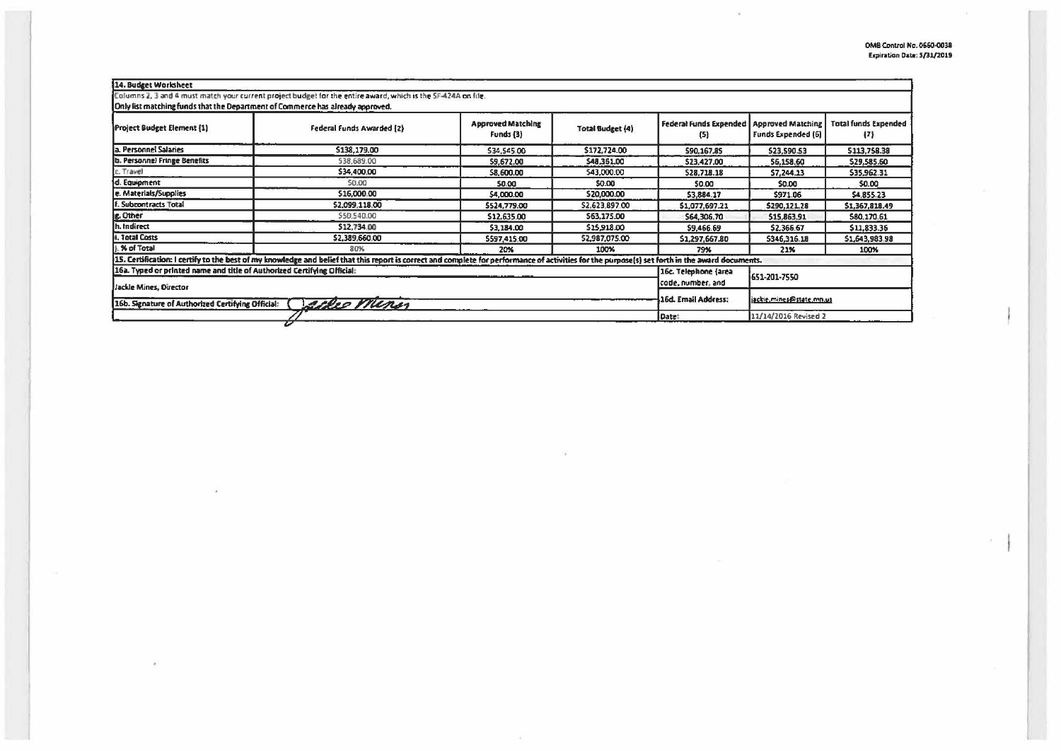OMB Control No. 0660-0038
Expiration Date: 5/31/2019

## 14. Budget Worksheet

Columns 2, 3 and 4 must match your current project budget for the entire award, which is the SF-424A on file.
**Only list matching funds that the Department of Commerce has already approved.**

| Project Budget Element (1) | Federal Funds Awarded (2) | Approved Matching Funds (3) | Total Budget (4) | Federal Funds Expended (5) | Approved Matching Funds Expended (6) | Total funds Expended (7) |
|---|---|---|---|---|---|---|
| a. Personnel Salaries | $138,179.00 | $34,545.00 | $172,724.00 | $90,167.85 | $23,590.53 | $113,758.38 |
| b. Personnel Fringe Benefits | $38,689.00 | $9,672.00 | $48,361.00 | $23,427.00 | $6,158.60 | $29,585.60 |
| c. Travel | $34,400.00 | $8,600.00 | $43,000.00 | $28,718.18 | $7,244.13 | $35,962.31 |
| d. Equipment | $0.00 | $0.00 | $0.00 | $0.00 | $0.00 | $0.00 |
| e. Materials/Supplies | $16,000.00 | $4,000.00 | $20,000.00 | $3,884.17 | $971.06 | $4,855.23 |
| f. Subcontracts Total | $2,099,118.00 | $524,779.00 | $2,623,897.00 | $1,077,697.21 | $290,121.28 | $1,367,818.49 |
| g. Other | $50,540.00 | $12,635.00 | $63,175.00 | $64,306.70 | $15,863.91 | $80,170.61 |
| h. Indirect | $12,734.00 | $3,184.00 | $15,918.00 | $9,466.69 | $2,366.67 | $11,833.36 |
| i. Total Costs | $2,389,660.00 | $597,415.00 | $2,987,075.00 | $1,297,667.80 | $346,316.18 | $1,643,983.98 |
| j. % of Total | 80% | 20% | 100% | 79% | 21% | 100% |

15. Certification: I certify to the best of my knowledge and belief that this report is correct and complete for performance of activities for the purpose(s) set forth in the award documents.

| | | | |
|---|---|---|---|
| 16a. Typed or printed name and title of Authorized Certifying Official: Jackie Mines, Director | | 16c. Telephone (area code, number, and | 651-201-7550 |
| 16b. Signature of Authorized Certifying Official: | Jackie Mines | 16d. Email Address: | jackie.mines@state.mn.us |
| | | Date: | 11/14/2016 Revised 2 |